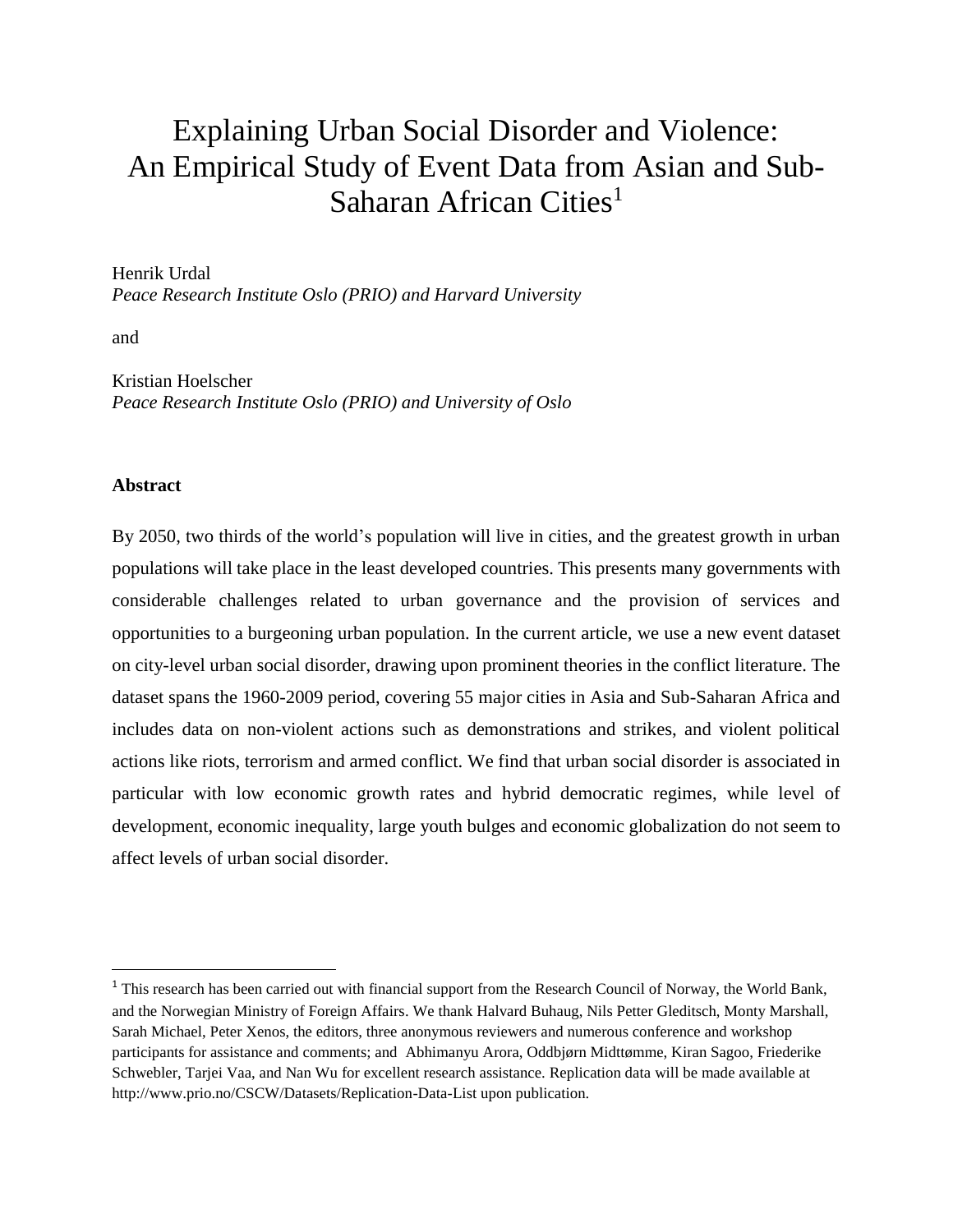# Explaining Urban Social Disorder and Violence: An Empirical Study of Event Data from Asian and Sub-Saharan African Cities[1]

Henrik Urdal
*Peace Research Institute Oslo (PRIO) and Harvard University*

and

Kristian Hoelscher
*Peace Research Institute Oslo (PRIO) and University of Oslo*

**Abstract**

By 2050, two thirds of the world's population will live in cities, and the greatest growth in urban populations will take place in the least developed countries. This presents many governments with considerable challenges related to urban governance and the provision of services and opportunities to a burgeoning urban population. In the current article, we use a new event dataset on city-level urban social disorder, drawing upon prominent theories in the conflict literature. The dataset spans the 1960-2009 period, covering 55 major cities in Asia and Sub-Saharan Africa and includes data on non-violent actions such as demonstrations and strikes, and violent political actions like riots, terrorism and armed conflict. We find that urban social disorder is associated in particular with low economic growth rates and hybrid democratic regimes, while level of development, economic inequality, large youth bulges and economic globalization do not seem to affect levels of urban social disorder.

[1] This research has been carried out with financial support from the Research Council of Norway, the World Bank, and the Norwegian Ministry of Foreign Affairs. We thank Halvard Buhaug, Nils Petter Gleditsch, Monty Marshall, Sarah Michael, Peter Xenos, the editors, three anonymous reviewers and numerous conference and workshop participants for assistance and comments; and Abhimanyu Arora, Oddbjørn Midttømme, Kiran Sagoo, Friederike Schwebler, Tarjei Vaa, and Nan Wu for excellent research assistance. Replication data will be made available at http://www.prio.no/CSCW/Datasets/Replication-Data-List upon publication.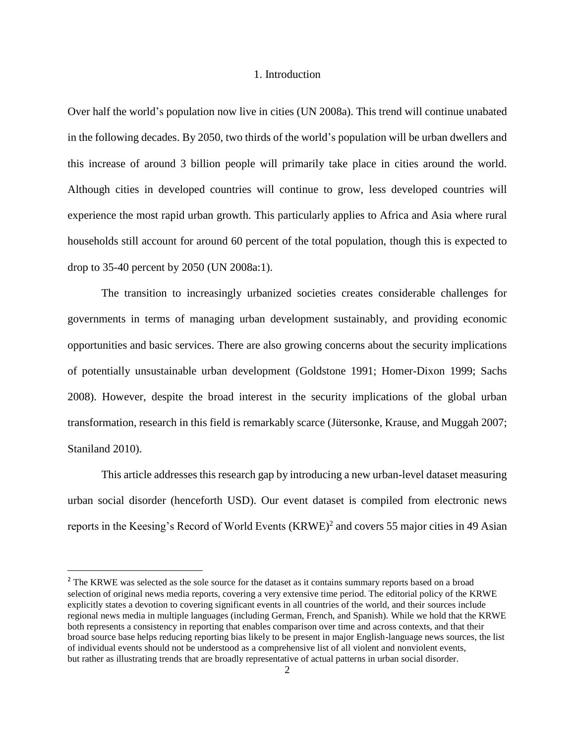# 1. Introduction

Over half the world's population now live in cities (UN 2008a). This trend will continue unabated in the following decades. By 2050, two thirds of the world's population will be urban dwellers and this increase of around 3 billion people will primarily take place in cities around the world. Although cities in developed countries will continue to grow, less developed countries will experience the most rapid urban growth. This particularly applies to Africa and Asia where rural households still account for around 60 percent of the total population, though this is expected to drop to 35-40 percent by 2050 (UN 2008a:1).

The transition to increasingly urbanized societies creates considerable challenges for governments in terms of managing urban development sustainably, and providing economic opportunities and basic services. There are also growing concerns about the security implications of potentially unsustainable urban development (Goldstone 1991; Homer-Dixon 1999; Sachs 2008). However, despite the broad interest in the security implications of the global urban transformation, research in this field is remarkably scarce (Jütersonke, Krause, and Muggah 2007; Staniland 2010).

This article addresses this research gap by introducing a new urban-level dataset measuring urban social disorder (henceforth USD). Our event dataset is compiled from electronic news reports in the Keesing's Record of World Events (KRWE)[2] and covers 55 major cities in 49 Asian

[2] The KRWE was selected as the sole source for the dataset as it contains summary reports based on a broad selection of original news media reports, covering a very extensive time period. The editorial policy of the KRWE explicitly states a devotion to covering significant events in all countries of the world, and their sources include regional news media in multiple languages (including German, French, and Spanish). While we hold that the KRWE both represents a consistency in reporting that enables comparison over time and across contexts, and that their broad source base helps reducing reporting bias likely to be present in major English-language news sources, the list of individual events should not be understood as a comprehensive list of all violent and nonviolent events, but rather as illustrating trends that are broadly representative of actual patterns in urban social disorder.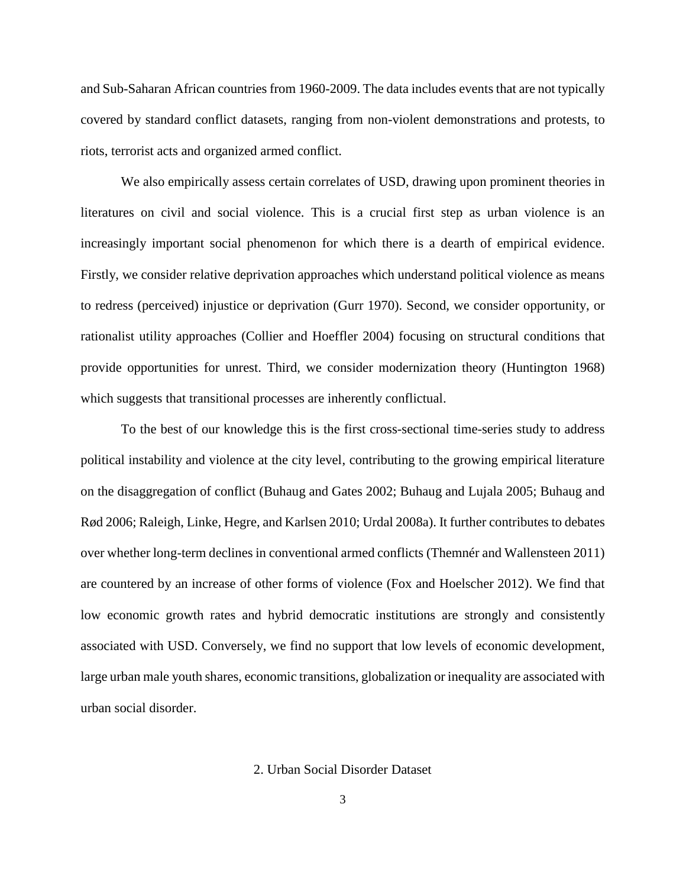and Sub-Saharan African countries from 1960-2009. The data includes events that are not typically covered by standard conflict datasets, ranging from non-violent demonstrations and protests, to riots, terrorist acts and organized armed conflict.

We also empirically assess certain correlates of USD, drawing upon prominent theories in literatures on civil and social violence. This is a crucial first step as urban violence is an increasingly important social phenomenon for which there is a dearth of empirical evidence. Firstly, we consider relative deprivation approaches which understand political violence as means to redress (perceived) injustice or deprivation (Gurr 1970). Second, we consider opportunity, or rationalist utility approaches (Collier and Hoeffler 2004) focusing on structural conditions that provide opportunities for unrest. Third, we consider modernization theory (Huntington 1968) which suggests that transitional processes are inherently conflictual.

To the best of our knowledge this is the first cross-sectional time-series study to address political instability and violence at the city level, contributing to the growing empirical literature on the disaggregation of conflict (Buhaug and Gates 2002; Buhaug and Lujala 2005; Buhaug and Rød 2006; Raleigh, Linke, Hegre, and Karlsen 2010; Urdal 2008a). It further contributes to debates over whether long-term declines in conventional armed conflicts (Themnér and Wallensteen 2011) are countered by an increase of other forms of violence (Fox and Hoelscher 2012). We find that low economic growth rates and hybrid democratic institutions are strongly and consistently associated with USD. Conversely, we find no support that low levels of economic development, large urban male youth shares, economic transitions, globalization or inequality are associated with urban social disorder.

## 2. Urban Social Disorder Dataset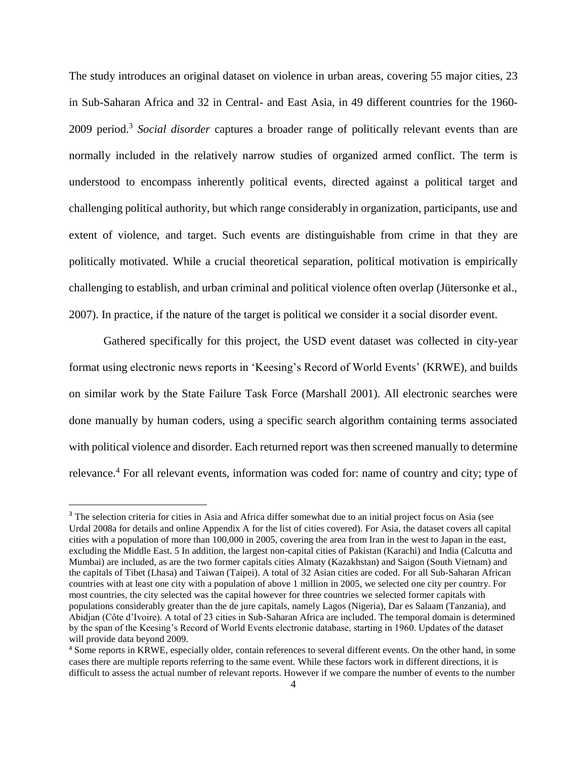The study introduces an original dataset on violence in urban areas, covering 55 major cities, 23 in Sub-Saharan Africa and 32 in Central- and East Asia, in 49 different countries for the 1960-2009 period.[3] *Social disorder* captures a broader range of politically relevant events than are normally included in the relatively narrow studies of organized armed conflict. The term is understood to encompass inherently political events, directed against a political target and challenging political authority, but which range considerably in organization, participants, use and extent of violence, and target. Such events are distinguishable from crime in that they are politically motivated. While a crucial theoretical separation, political motivation is empirically challenging to establish, and urban criminal and political violence often overlap (Jütersonke et al., 2007). In practice, if the nature of the target is political we consider it a social disorder event.

Gathered specifically for this project, the USD event dataset was collected in city-year format using electronic news reports in 'Keesing's Record of World Events' (KRWE), and builds on similar work by the State Failure Task Force (Marshall 2001). All electronic searches were done manually by human coders, using a specific search algorithm containing terms associated with political violence and disorder. Each returned report was then screened manually to determine relevance.[4] For all relevant events, information was coded for: name of country and city; type of

---

[3] The selection criteria for cities in Asia and Africa differ somewhat due to an initial project focus on Asia (see Urdal 2008a for details and online Appendix A for the list of cities covered). For Asia, the dataset covers all capital cities with a population of more than 100,000 in 2005, covering the area from Iran in the west to Japan in the east, excluding the Middle East. 5 In addition, the largest non-capital cities of Pakistan (Karachi) and India (Calcutta and Mumbai) are included, as are the two former capitals cities Almaty (Kazakhstan) and Saigon (South Vietnam) and the capitals of Tibet (Lhasa) and Taiwan (Taipei). A total of 32 Asian cities are coded. For all Sub-Saharan African countries with at least one city with a population of above 1 million in 2005, we selected one city per country. For most countries, the city selected was the capital however for three countries we selected former capitals with populations considerably greater than the de jure capitals, namely Lagos (Nigeria), Dar es Salaam (Tanzania), and Abidjan (Côte d'Ivoire). A total of 23 cities in Sub-Saharan Africa are included. The temporal domain is determined by the span of the Keesing's Record of World Events electronic database, starting in 1960. Updates of the dataset will provide data beyond 2009.

[4] Some reports in KRWE, especially older, contain references to several different events. On the other hand, in some cases there are multiple reports referring to the same event. While these factors work in different directions, it is difficult to assess the actual number of relevant reports. However if we compare the number of events to the number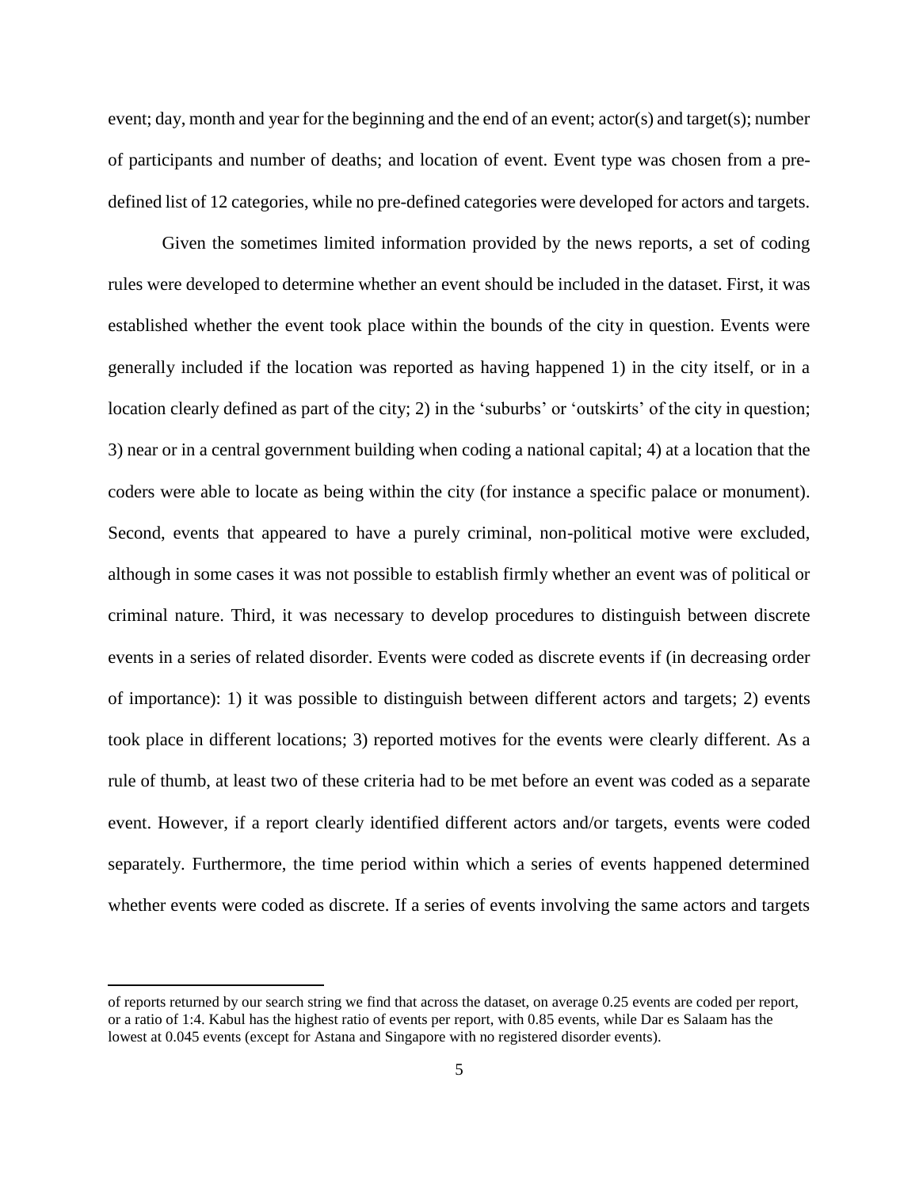event; day, month and year for the beginning and the end of an event; actor(s) and target(s); number of participants and number of deaths; and location of event. Event type was chosen from a pre-defined list of 12 categories, while no pre-defined categories were developed for actors and targets.

Given the sometimes limited information provided by the news reports, a set of coding rules were developed to determine whether an event should be included in the dataset. First, it was established whether the event took place within the bounds of the city in question. Events were generally included if the location was reported as having happened 1) in the city itself, or in a location clearly defined as part of the city; 2) in the 'suburbs' or 'outskirts' of the city in question; 3) near or in a central government building when coding a national capital; 4) at a location that the coders were able to locate as being within the city (for instance a specific palace or monument). Second, events that appeared to have a purely criminal, non-political motive were excluded, although in some cases it was not possible to establish firmly whether an event was of political or criminal nature. Third, it was necessary to develop procedures to distinguish between discrete events in a series of related disorder. Events were coded as discrete events if (in decreasing order of importance): 1) it was possible to distinguish between different actors and targets; 2) events took place in different locations; 3) reported motives for the events were clearly different. As a rule of thumb, at least two of these criteria had to be met before an event was coded as a separate event. However, if a report clearly identified different actors and/or targets, events were coded separately. Furthermore, the time period within which a series of events happened determined whether events were coded as discrete. If a series of events involving the same actors and targets

---

of reports returned by our search string we find that across the dataset, on average 0.25 events are coded per report, or a ratio of 1:4. Kabul has the highest ratio of events per report, with 0.85 events, while Dar es Salaam has the lowest at 0.045 events (except for Astana and Singapore with no registered disorder events).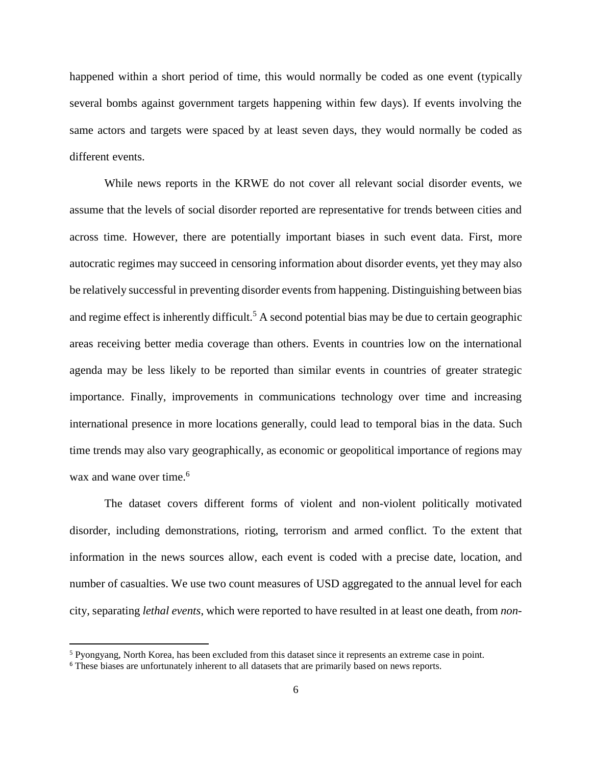happened within a short period of time, this would normally be coded as one event (typically several bombs against government targets happening within few days). If events involving the same actors and targets were spaced by at least seven days, they would normally be coded as different events.

While news reports in the KRWE do not cover all relevant social disorder events, we assume that the levels of social disorder reported are representative for trends between cities and across time. However, there are potentially important biases in such event data. First, more autocratic regimes may succeed in censoring information about disorder events, yet they may also be relatively successful in preventing disorder events from happening. Distinguishing between bias and regime effect is inherently difficult.[5] A second potential bias may be due to certain geographic areas receiving better media coverage than others. Events in countries low on the international agenda may be less likely to be reported than similar events in countries of greater strategic importance. Finally, improvements in communications technology over time and increasing international presence in more locations generally, could lead to temporal bias in the data. Such time trends may also vary geographically, as economic or geopolitical importance of regions may wax and wane over time.[6]

The dataset covers different forms of violent and non-violent politically motivated disorder, including demonstrations, rioting, terrorism and armed conflict. To the extent that information in the news sources allow, each event is coded with a precise date, location, and number of casualties. We use two count measures of USD aggregated to the annual level for each city, separating *lethal events*, which were reported to have resulted in at least one death, from *non-*

---

[5] Pyongyang, North Korea, has been excluded from this dataset since it represents an extreme case in point.

[6] These biases are unfortunately inherent to all datasets that are primarily based on news reports.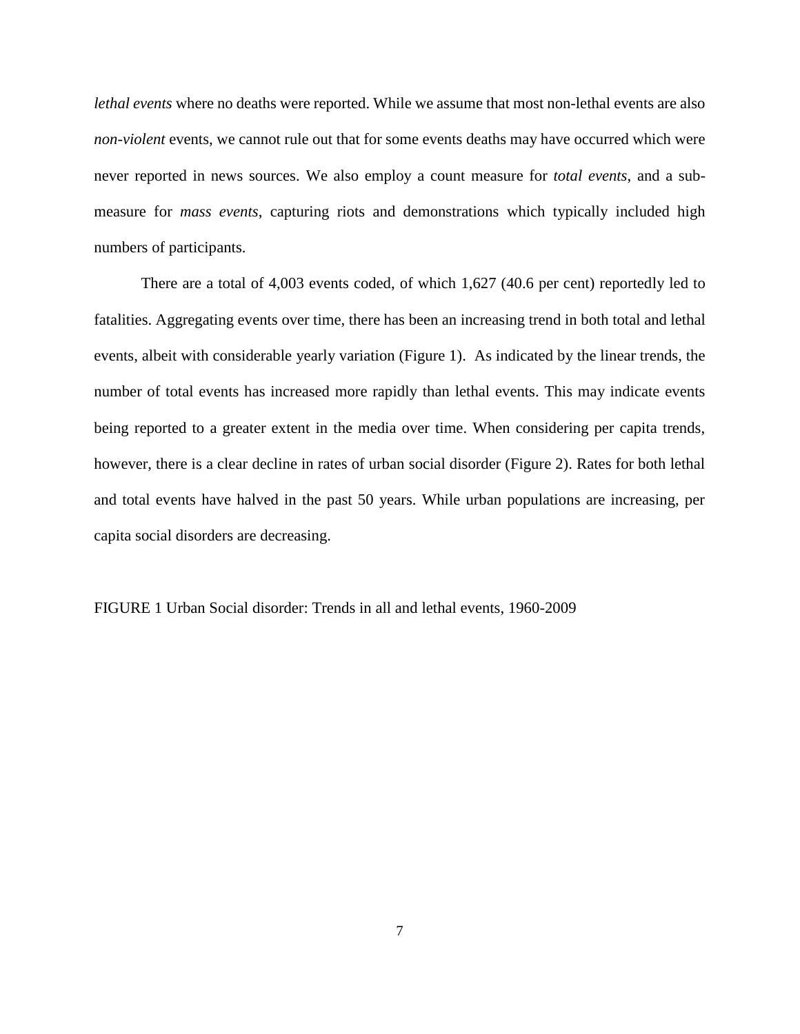*lethal events* where no deaths were reported. While we assume that most non-lethal events are also *non-violent* events, we cannot rule out that for some events deaths may have occurred which were never reported in news sources. We also employ a count measure for *total events*, and a sub-measure for *mass events*, capturing riots and demonstrations which typically included high numbers of participants.

There are a total of 4,003 events coded, of which 1,627 (40.6 per cent) reportedly led to fatalities. Aggregating events over time, there has been an increasing trend in both total and lethal events, albeit with considerable yearly variation (Figure 1). As indicated by the linear trends, the number of total events has increased more rapidly than lethal events. This may indicate events being reported to a greater extent in the media over time. When considering per capita trends, however, there is a clear decline in rates of urban social disorder (Figure 2). Rates for both lethal and total events have halved in the past 50 years. While urban populations are increasing, per capita social disorders are decreasing.

FIGURE 1 Urban Social disorder: Trends in all and lethal events, 1960-2009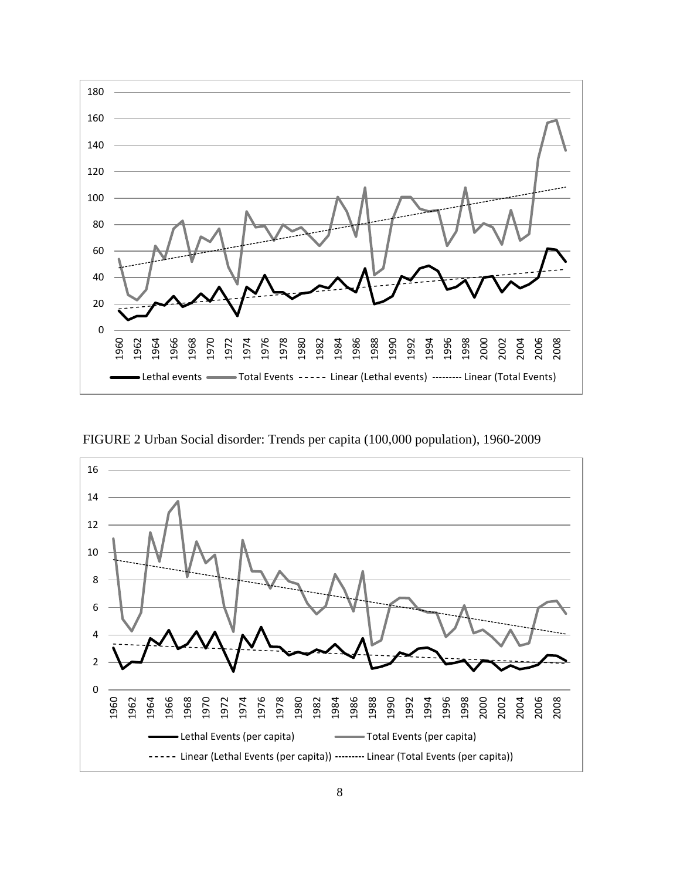FIGURE 2 Urban Social disorder: Trends per capita (100,000 population), 1960-2009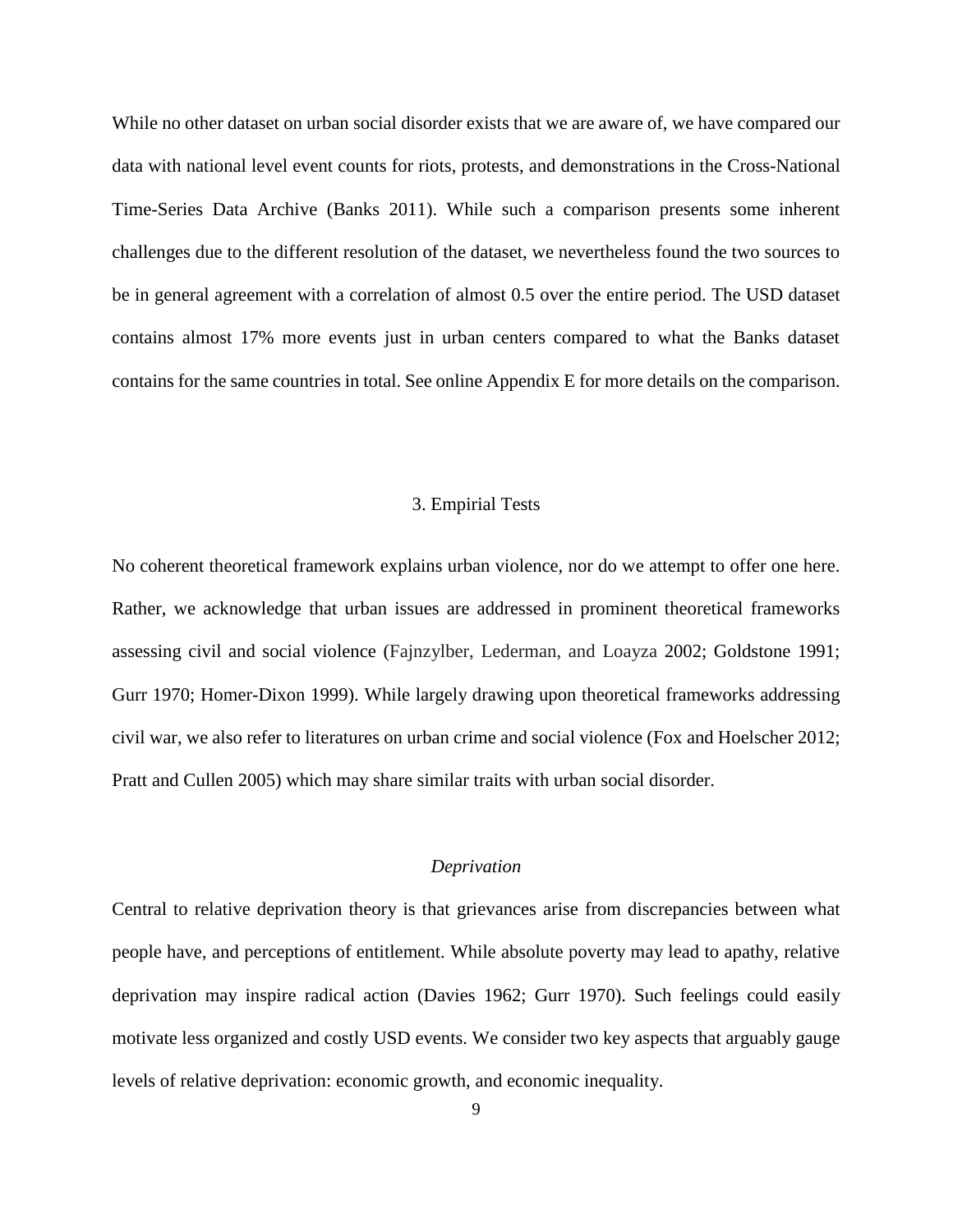While no other dataset on urban social disorder exists that we are aware of, we have compared our data with national level event counts for riots, protests, and demonstrations in the Cross-National Time-Series Data Archive (Banks 2011). While such a comparison presents some inherent challenges due to the different resolution of the dataset, we nevertheless found the two sources to be in general agreement with a correlation of almost 0.5 over the entire period. The USD dataset contains almost 17% more events just in urban centers compared to what the Banks dataset contains for the same countries in total. See online Appendix E for more details on the comparison.

## 3. Empirial Tests

No coherent theoretical framework explains urban violence, nor do we attempt to offer one here. Rather, we acknowledge that urban issues are addressed in prominent theoretical frameworks assessing civil and social violence (Fajnzylber, Lederman, and Loayza 2002; Goldstone 1991; Gurr 1970; Homer-Dixon 1999). While largely drawing upon theoretical frameworks addressing civil war, we also refer to literatures on urban crime and social violence (Fox and Hoelscher 2012; Pratt and Cullen 2005) which may share similar traits with urban social disorder.

### *Deprivation*

Central to relative deprivation theory is that grievances arise from discrepancies between what people have, and perceptions of entitlement. While absolute poverty may lead to apathy, relative deprivation may inspire radical action (Davies 1962; Gurr 1970). Such feelings could easily motivate less organized and costly USD events. We consider two key aspects that arguably gauge levels of relative deprivation: economic growth, and economic inequality.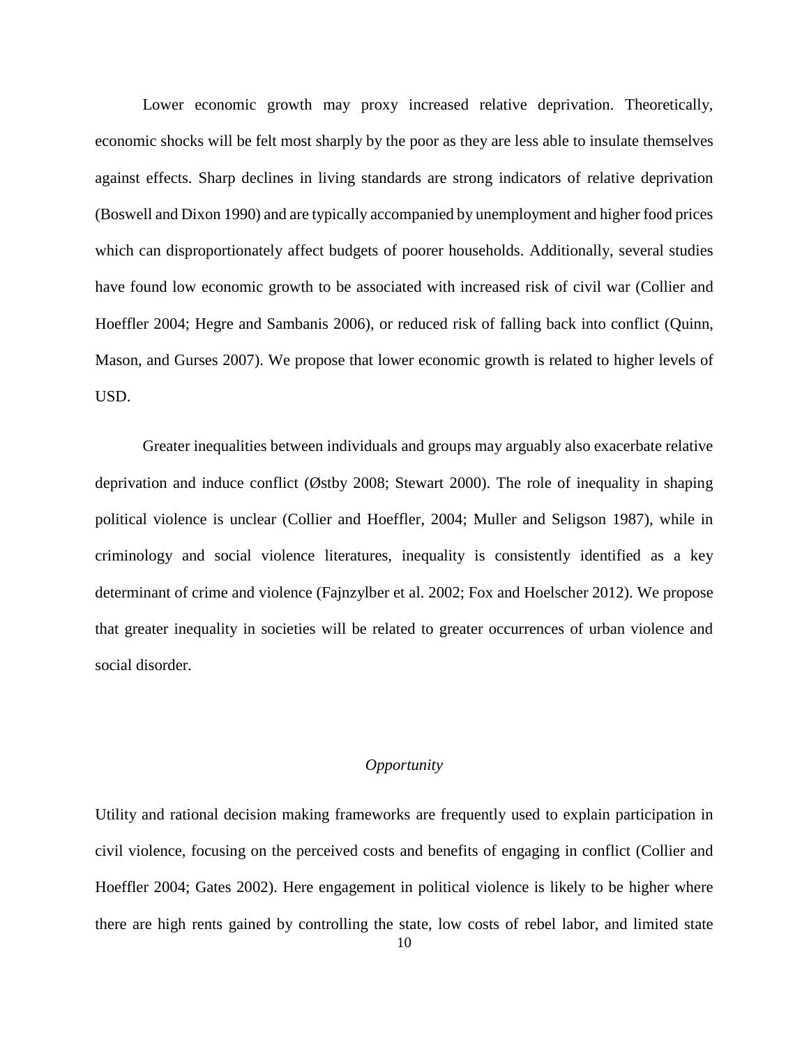Lower economic growth may proxy increased relative deprivation. Theoretically, economic shocks will be felt most sharply by the poor as they are less able to insulate themselves against effects. Sharp declines in living standards are strong indicators of relative deprivation (Boswell and Dixon 1990) and are typically accompanied by unemployment and higher food prices which can disproportionately affect budgets of poorer households. Additionally, several studies have found low economic growth to be associated with increased risk of civil war (Collier and Hoeffler 2004; Hegre and Sambanis 2006), or reduced risk of falling back into conflict (Quinn, Mason, and Gurses 2007). We propose that lower economic growth is related to higher levels of USD.

Greater inequalities between individuals and groups may arguably also exacerbate relative deprivation and induce conflict (Østby 2008; Stewart 2000). The role of inequality in shaping political violence is unclear (Collier and Hoeffler, 2004; Muller and Seligson 1987), while in criminology and social violence literatures, inequality is consistently identified as a key determinant of crime and violence (Fajnzylber et al. 2002; Fox and Hoelscher 2012). We propose that greater inequality in societies will be related to greater occurrences of urban violence and social disorder.

### *Opportunity*

Utility and rational decision making frameworks are frequently used to explain participation in civil violence, focusing on the perceived costs and benefits of engaging in conflict (Collier and Hoeffler 2004; Gates 2002). Here engagement in political violence is likely to be higher where there are high rents gained by controlling the state, low costs of rebel labor, and limited state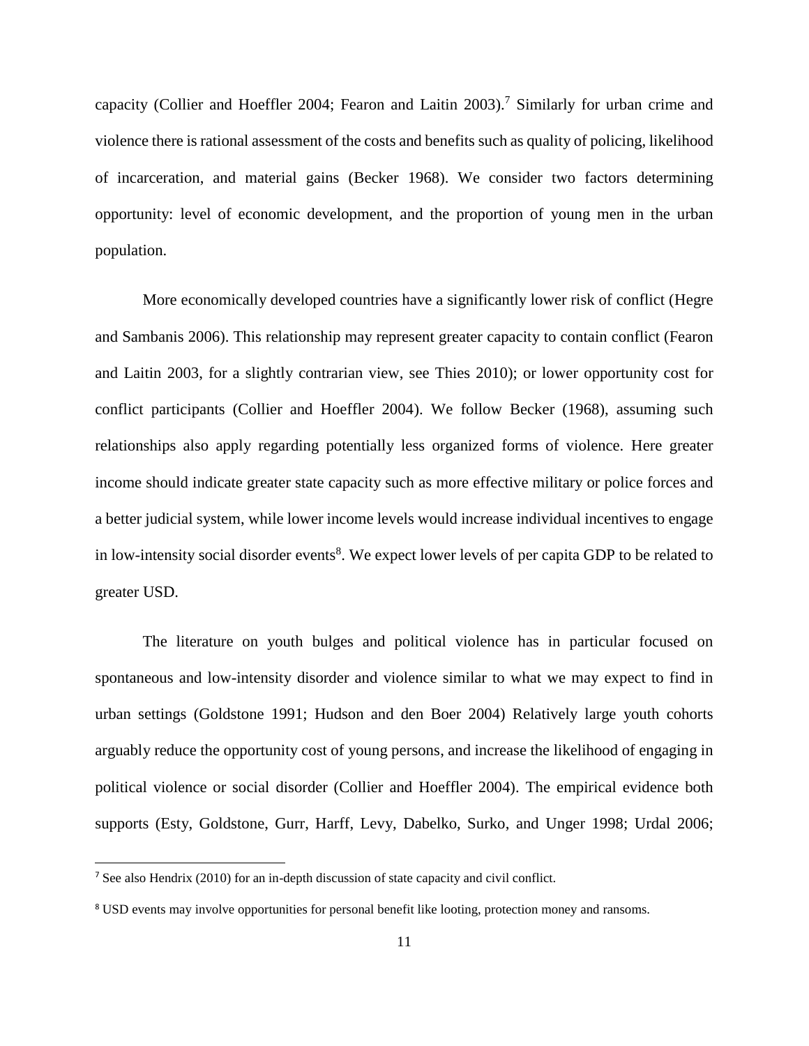capacity (Collier and Hoeffler 2004; Fearon and Laitin 2003).[7] Similarly for urban crime and violence there is rational assessment of the costs and benefits such as quality of policing, likelihood of incarceration, and material gains (Becker 1968). We consider two factors determining opportunity: level of economic development, and the proportion of young men in the urban population.

More economically developed countries have a significantly lower risk of conflict (Hegre and Sambanis 2006). This relationship may represent greater capacity to contain conflict (Fearon and Laitin 2003, for a slightly contrarian view, see Thies 2010); or lower opportunity cost for conflict participants (Collier and Hoeffler 2004). We follow Becker (1968), assuming such relationships also apply regarding potentially less organized forms of violence. Here greater income should indicate greater state capacity such as more effective military or police forces and a better judicial system, while lower income levels would increase individual incentives to engage in low-intensity social disorder events[8]. We expect lower levels of per capita GDP to be related to greater USD.

The literature on youth bulges and political violence has in particular focused on spontaneous and low-intensity disorder and violence similar to what we may expect to find in urban settings (Goldstone 1991; Hudson and den Boer 2004) Relatively large youth cohorts arguably reduce the opportunity cost of young persons, and increase the likelihood of engaging in political violence or social disorder (Collier and Hoeffler 2004). The empirical evidence both supports (Esty, Goldstone, Gurr, Harff, Levy, Dabelko, Surko, and Unger 1998; Urdal 2006;

[7] See also Hendrix (2010) for an in-depth discussion of state capacity and civil conflict.

[8] USD events may involve opportunities for personal benefit like looting, protection money and ransoms.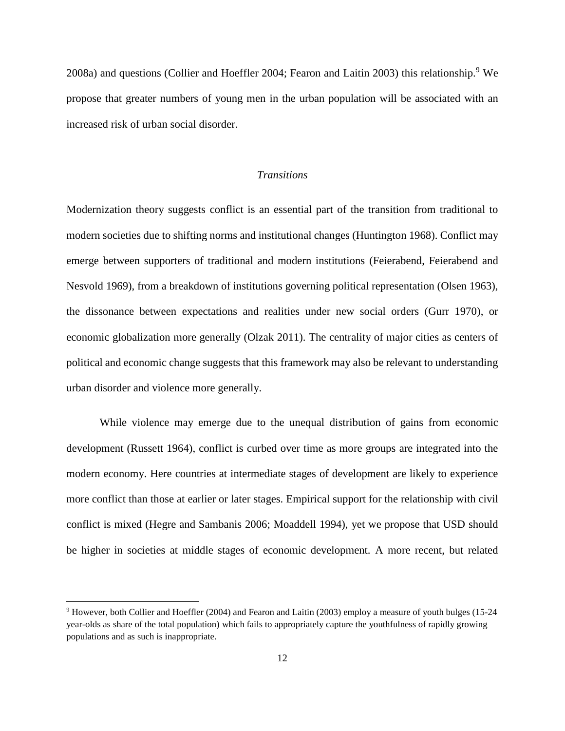2008a) and questions (Collier and Hoeffler 2004; Fearon and Laitin 2003) this relationship.[9] We propose that greater numbers of young men in the urban population will be associated with an increased risk of urban social disorder.

### *Transitions*

Modernization theory suggests conflict is an essential part of the transition from traditional to modern societies due to shifting norms and institutional changes (Huntington 1968). Conflict may emerge between supporters of traditional and modern institutions (Feierabend, Feierabend and Nesvold 1969), from a breakdown of institutions governing political representation (Olsen 1963), the dissonance between expectations and realities under new social orders (Gurr 1970), or economic globalization more generally (Olzak 2011). The centrality of major cities as centers of political and economic change suggests that this framework may also be relevant to understanding urban disorder and violence more generally.

While violence may emerge due to the unequal distribution of gains from economic development (Russett 1964), conflict is curbed over time as more groups are integrated into the modern economy. Here countries at intermediate stages of development are likely to experience more conflict than those at earlier or later stages. Empirical support for the relationship with civil conflict is mixed (Hegre and Sambanis 2006; Moaddell 1994), yet we propose that USD should be higher in societies at middle stages of economic development. A more recent, but related

[9] However, both Collier and Hoeffler (2004) and Fearon and Laitin (2003) employ a measure of youth bulges (15-24 year-olds as share of the total population) which fails to appropriately capture the youthfulness of rapidly growing populations and as such is inappropriate.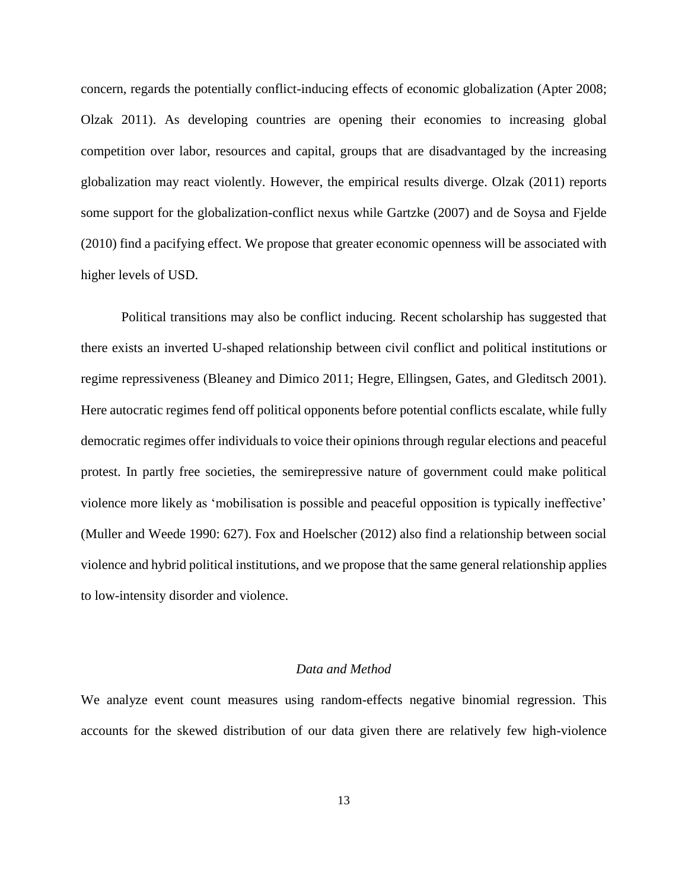concern, regards the potentially conflict-inducing effects of economic globalization (Apter 2008; Olzak 2011). As developing countries are opening their economies to increasing global competition over labor, resources and capital, groups that are disadvantaged by the increasing globalization may react violently. However, the empirical results diverge. Olzak (2011) reports some support for the globalization-conflict nexus while Gartzke (2007) and de Soysa and Fjelde (2010) find a pacifying effect. We propose that greater economic openness will be associated with higher levels of USD.

Political transitions may also be conflict inducing. Recent scholarship has suggested that there exists an inverted U-shaped relationship between civil conflict and political institutions or regime repressiveness (Bleaney and Dimico 2011; Hegre, Ellingsen, Gates, and Gleditsch 2001). Here autocratic regimes fend off political opponents before potential conflicts escalate, while fully democratic regimes offer individuals to voice their opinions through regular elections and peaceful protest. In partly free societies, the semirepressive nature of government could make political violence more likely as 'mobilisation is possible and peaceful opposition is typically ineffective' (Muller and Weede 1990: 627). Fox and Hoelscher (2012) also find a relationship between social violence and hybrid political institutions, and we propose that the same general relationship applies to low-intensity disorder and violence.

### *Data and Method*

We analyze event count measures using random-effects negative binomial regression. This accounts for the skewed distribution of our data given there are relatively few high-violence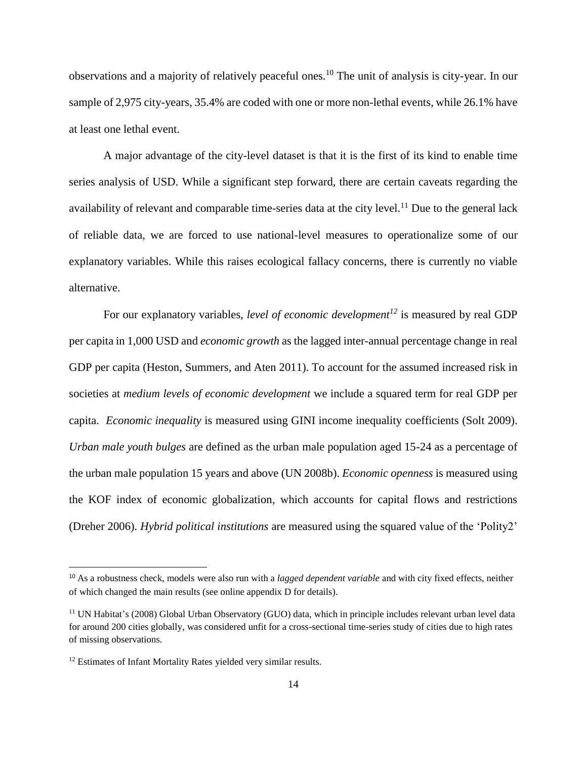observations and a majority of relatively peaceful ones.[10] The unit of analysis is city-year. In our sample of 2,975 city-years, 35.4% are coded with one or more non-lethal events, while 26.1% have at least one lethal event.

A major advantage of the city-level dataset is that it is the first of its kind to enable time series analysis of USD. While a significant step forward, there are certain caveats regarding the availability of relevant and comparable time-series data at the city level.[11] Due to the general lack of reliable data, we are forced to use national-level measures to operationalize some of our explanatory variables. While this raises ecological fallacy concerns, there is currently no viable alternative.

For our explanatory variables, *level of economic development*[12] is measured by real GDP per capita in 1,000 USD and *economic growth* as the lagged inter-annual percentage change in real GDP per capita (Heston, Summers, and Aten 2011). To account for the assumed increased risk in societies at *medium levels of economic development* we include a squared term for real GDP per capita. *Economic inequality* is measured using GINI income inequality coefficients (Solt 2009). *Urban male youth bulges* are defined as the urban male population aged 15-24 as a percentage of the urban male population 15 years and above (UN 2008b). *Economic openness* is measured using the KOF index of economic globalization, which accounts for capital flows and restrictions (Dreher 2006). *Hybrid political institutions* are measured using the squared value of the 'Polity2'

---

[10] As a robustness check, models were also run with a *lagged dependent variable* and with city fixed effects, neither of which changed the main results (see online appendix D for details).

[11] UN Habitat's (2008) Global Urban Observatory (GUO) data, which in principle includes relevant urban level data for around 200 cities globally, was considered unfit for a cross-sectional time-series study of cities due to high rates of missing observations.

[12] Estimates of Infant Mortality Rates yielded very similar results.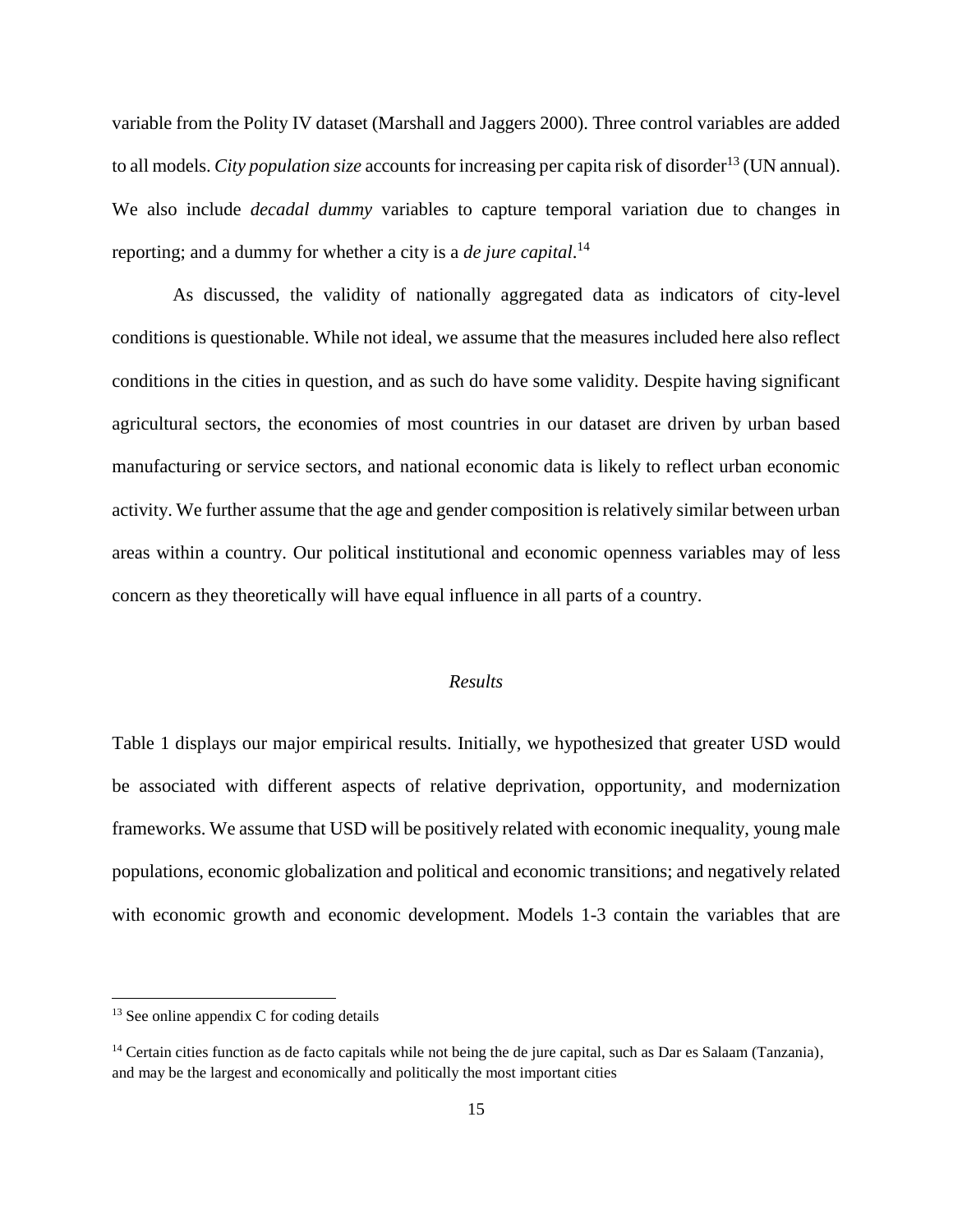variable from the Polity IV dataset (Marshall and Jaggers 2000). Three control variables are added to all models. *City population size* accounts for increasing per capita risk of disorder[13] (UN annual). We also include *decadal dummy* variables to capture temporal variation due to changes in reporting; and a dummy for whether a city is a *de jure capital*.[14]

As discussed, the validity of nationally aggregated data as indicators of city-level conditions is questionable. While not ideal, we assume that the measures included here also reflect conditions in the cities in question, and as such do have some validity. Despite having significant agricultural sectors, the economies of most countries in our dataset are driven by urban based manufacturing or service sectors, and national economic data is likely to reflect urban economic activity. We further assume that the age and gender composition is relatively similar between urban areas within a country. Our political institutional and economic openness variables may of less concern as they theoretically will have equal influence in all parts of a country.

### *Results*

Table 1 displays our major empirical results. Initially, we hypothesized that greater USD would be associated with different aspects of relative deprivation, opportunity, and modernization frameworks. We assume that USD will be positively related with economic inequality, young male populations, economic globalization and political and economic transitions; and negatively related with economic growth and economic development. Models 1-3 contain the variables that are

[13] See online appendix C for coding details

[14] Certain cities function as de facto capitals while not being the de jure capital, such as Dar es Salaam (Tanzania), and may be the largest and economically and politically the most important cities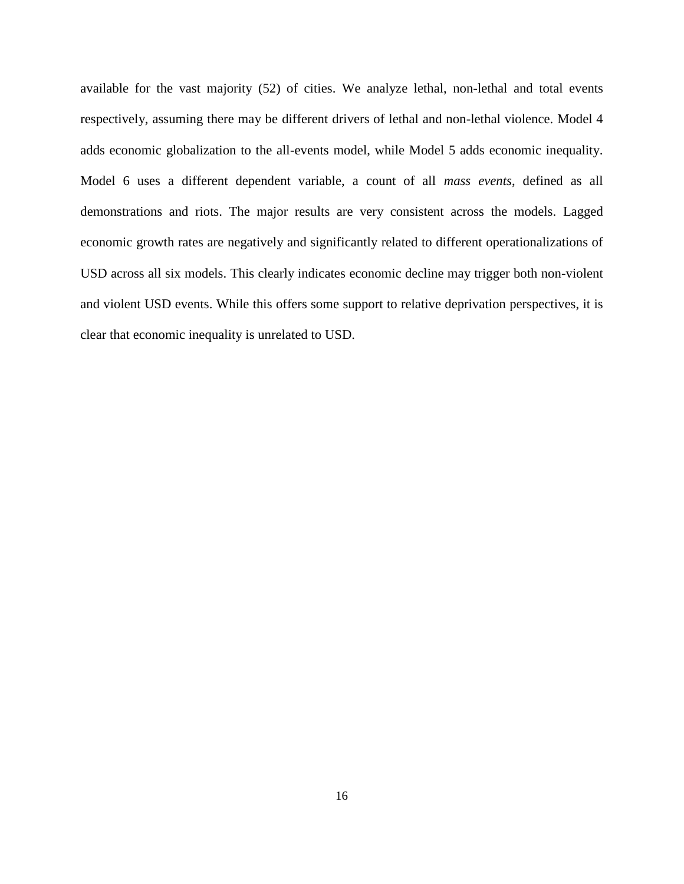available for the vast majority (52) of cities. We analyze lethal, non-lethal and total events respectively, assuming there may be different drivers of lethal and non-lethal violence. Model 4 adds economic globalization to the all-events model, while Model 5 adds economic inequality. Model 6 uses a different dependent variable, a count of all *mass events*, defined as all demonstrations and riots. The major results are very consistent across the models. Lagged economic growth rates are negatively and significantly related to different operationalizations of USD across all six models. This clearly indicates economic decline may trigger both non-violent and violent USD events. While this offers some support to relative deprivation perspectives, it is clear that economic inequality is unrelated to USD.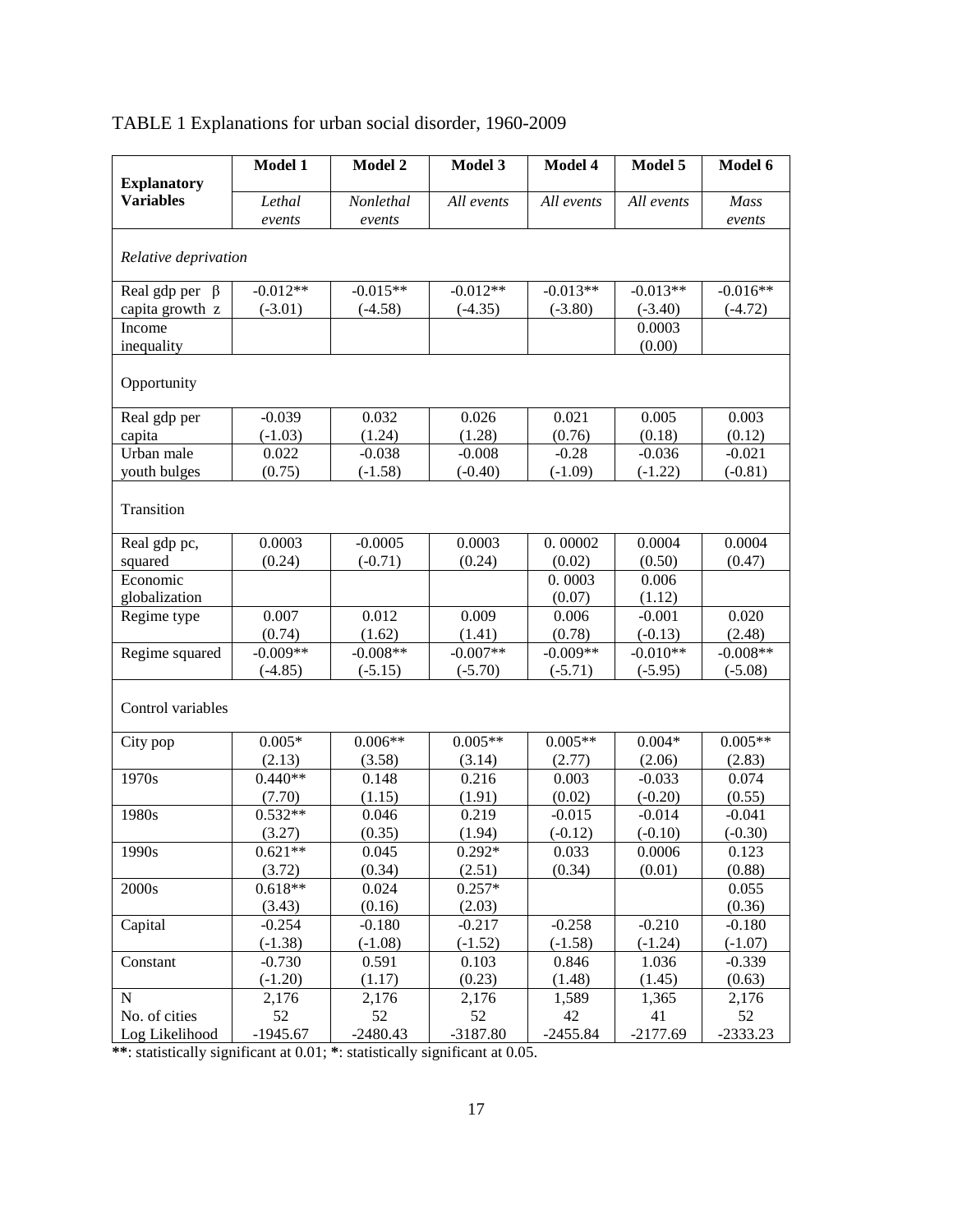TABLE 1 Explanations for urban social disorder, 1960-2009

| Explanatory Variables | Model 1 | Model 2 | Model 3 | Model 4 | Model 5 | Model 6 |
|---|---|---|---|---|---|---|
| | *Lethal events* | *Nonlethal events* | *All events* | *All events* | *All events* | *Mass events* |
| *Relative deprivation* | | | | | | |
| Real gdp per β capita growth z | -0.012** (-3.01) | -0.015** (-4.58) | -0.012** (-4.35) | -0.013** (-3.80) | -0.013** (-3.40) | -0.016** (-4.72) |
| Income inequality | | | | | 0.0003 (0.00) | |
| Opportunity | | | | | | |
| Real gdp per capita | -0.039 (-1.03) | 0.032 (1.24) | 0.026 (1.28) | 0.021 (0.76) | 0.005 (0.18) | 0.003 (0.12) |
| Urban male youth bulges | 0.022 (0.75) | -0.038 (-1.58) | -0.008 (-0.40) | -0.28 (-1.09) | -0.036 (-1.22) | -0.021 (-0.81) |
| Transition | | | | | | |
| Real gdp pc, squared | 0.0003 (0.24) | -0.0005 (-0.71) | 0.0003 (0.24) | 0. 00002 (0.02) | 0.0004 (0.50) | 0.0004 (0.47) |
| Economic globalization | | | | 0. 0003 (0.07) | 0.006 (1.12) | |
| Regime type | 0.007 (0.74) | 0.012 (1.62) | 0.009 (1.41) | 0.006 (0.78) | -0.001 (-0.13) | 0.020 (2.48) |
| Regime squared | -0.009** (-4.85) | -0.008** (-5.15) | -0.007** (-5.70) | -0.009** (-5.71) | -0.010** (-5.95) | -0.008** (-5.08) |
| Control variables | | | | | | |
| City pop | 0.005* (2.13) | 0.006** (3.58) | 0.005** (3.14) | 0.005** (2.77) | 0.004* (2.06) | 0.005** (2.83) |
| 1970s | 0.440** (7.70) | 0.148 (1.15) | 0.216 (1.91) | 0.003 (0.02) | -0.033 (-0.20) | 0.074 (0.55) |
| 1980s | 0.532** (3.27) | 0.046 (0.35) | 0.219 (1.94) | -0.015 (-0.12) | -0.014 (-0.10) | -0.041 (-0.30) |
| 1990s | 0.621** (3.72) | 0.045 (0.34) | 0.292* (2.51) | 0.033 (0.34) | 0.0006 (0.01) | 0.123 (0.88) |
| 2000s | 0.618** (3.43) | 0.024 (0.16) | 0.257* (2.03) | | | 0.055 (0.36) |
| Capital | -0.254 (-1.38) | -0.180 (-1.08) | -0.217 (-1.52) | -0.258 (-1.58) | -0.210 (-1.24) | -0.180 (-1.07) |
| Constant | -0.730 (-1.20) | 0.591 (1.17) | 0.103 (0.23) | 0.846 (1.48) | 1.036 (1.45) | -0.339 (0.63) |
| N | 2,176 | 2,176 | 2,176 | 1,589 | 1,365 | 2,176 |
| No. of cities | 52 | 52 | 52 | 42 | 41 | 52 |
| Log Likelihood | -1945.67 | -2480.43 | -3187.80 | -2455.84 | -2177.69 | -2333.23 |

**: statistically significant at 0.01; *: statistically significant at 0.05.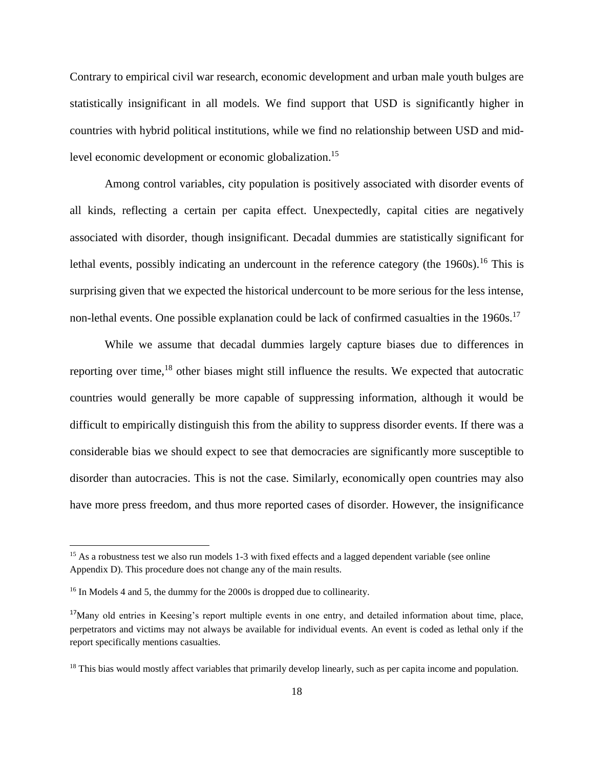Contrary to empirical civil war research, economic development and urban male youth bulges are statistically insignificant in all models. We find support that USD is significantly higher in countries with hybrid political institutions, while we find no relationship between USD and mid-level economic development or economic globalization.[15]

Among control variables, city population is positively associated with disorder events of all kinds, reflecting a certain per capita effect. Unexpectedly, capital cities are negatively associated with disorder, though insignificant. Decadal dummies are statistically significant for lethal events, possibly indicating an undercount in the reference category (the 1960s).[16] This is surprising given that we expected the historical undercount to be more serious for the less intense, non-lethal events. One possible explanation could be lack of confirmed casualties in the 1960s.[17]

While we assume that decadal dummies largely capture biases due to differences in reporting over time,[18] other biases might still influence the results. We expected that autocratic countries would generally be more capable of suppressing information, although it would be difficult to empirically distinguish this from the ability to suppress disorder events. If there was a considerable bias we should expect to see that democracies are significantly more susceptible to disorder than autocracies. This is not the case. Similarly, economically open countries may also have more press freedom, and thus more reported cases of disorder. However, the insignificance

---

[15] As a robustness test we also run models 1-3 with fixed effects and a lagged dependent variable (see online Appendix D). This procedure does not change any of the main results.

[16] In Models 4 and 5, the dummy for the 2000s is dropped due to collinearity.

[17] Many old entries in Keesing's report multiple events in one entry, and detailed information about time, place, perpetrators and victims may not always be available for individual events. An event is coded as lethal only if the report specifically mentions casualties.

[18] This bias would mostly affect variables that primarily develop linearly, such as per capita income and population.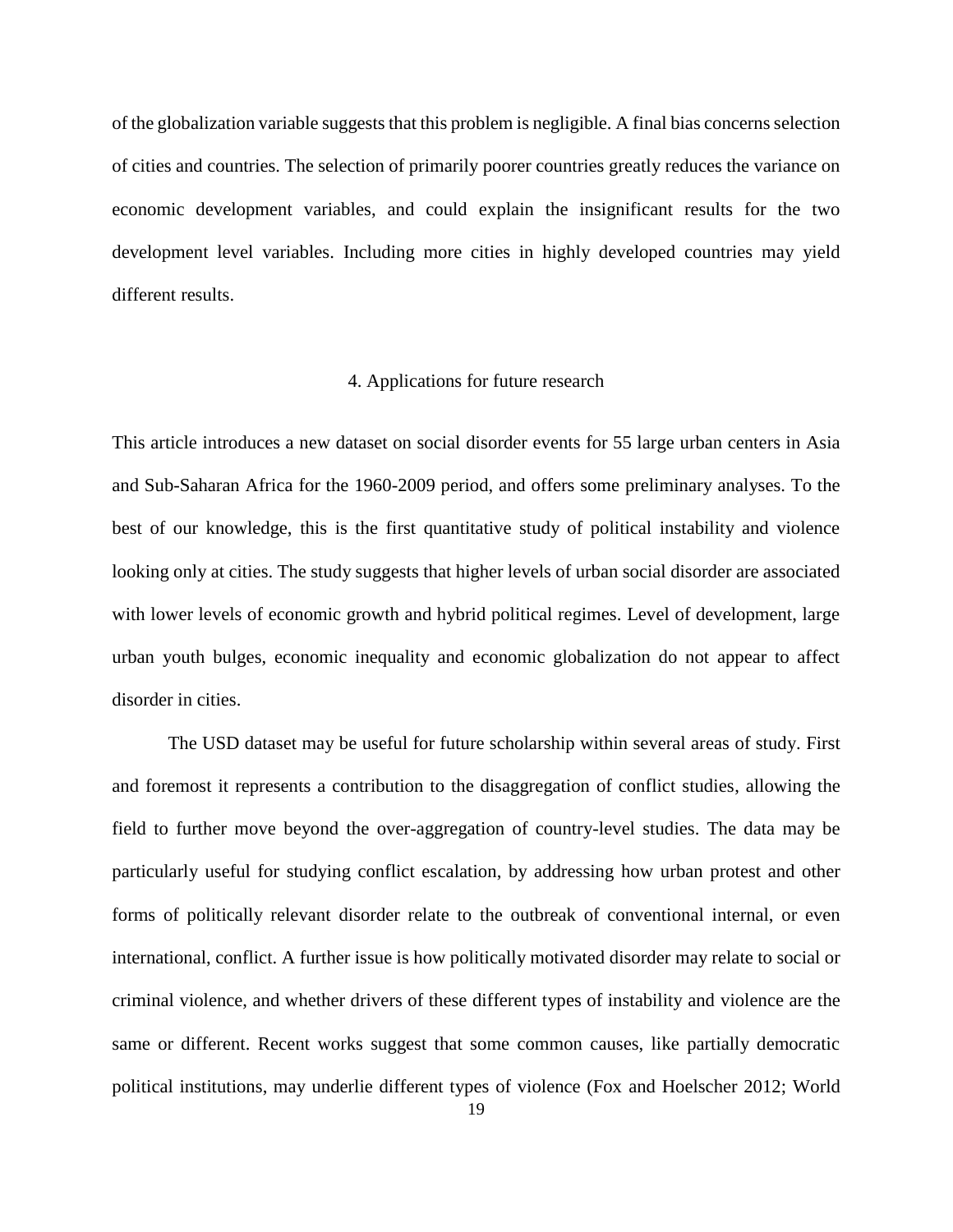of the globalization variable suggests that this problem is negligible. A final bias concerns selection of cities and countries. The selection of primarily poorer countries greatly reduces the variance on economic development variables, and could explain the insignificant results for the two development level variables. Including more cities in highly developed countries may yield different results.

## 4. Applications for future research

This article introduces a new dataset on social disorder events for 55 large urban centers in Asia and Sub-Saharan Africa for the 1960-2009 period, and offers some preliminary analyses. To the best of our knowledge, this is the first quantitative study of political instability and violence looking only at cities. The study suggests that higher levels of urban social disorder are associated with lower levels of economic growth and hybrid political regimes. Level of development, large urban youth bulges, economic inequality and economic globalization do not appear to affect disorder in cities.

The USD dataset may be useful for future scholarship within several areas of study. First and foremost it represents a contribution to the disaggregation of conflict studies, allowing the field to further move beyond the over-aggregation of country-level studies. The data may be particularly useful for studying conflict escalation, by addressing how urban protest and other forms of politically relevant disorder relate to the outbreak of conventional internal, or even international, conflict. A further issue is how politically motivated disorder may relate to social or criminal violence, and whether drivers of these different types of instability and violence are the same or different. Recent works suggest that some common causes, like partially democratic political institutions, may underlie different types of violence (Fox and Hoelscher 2012; World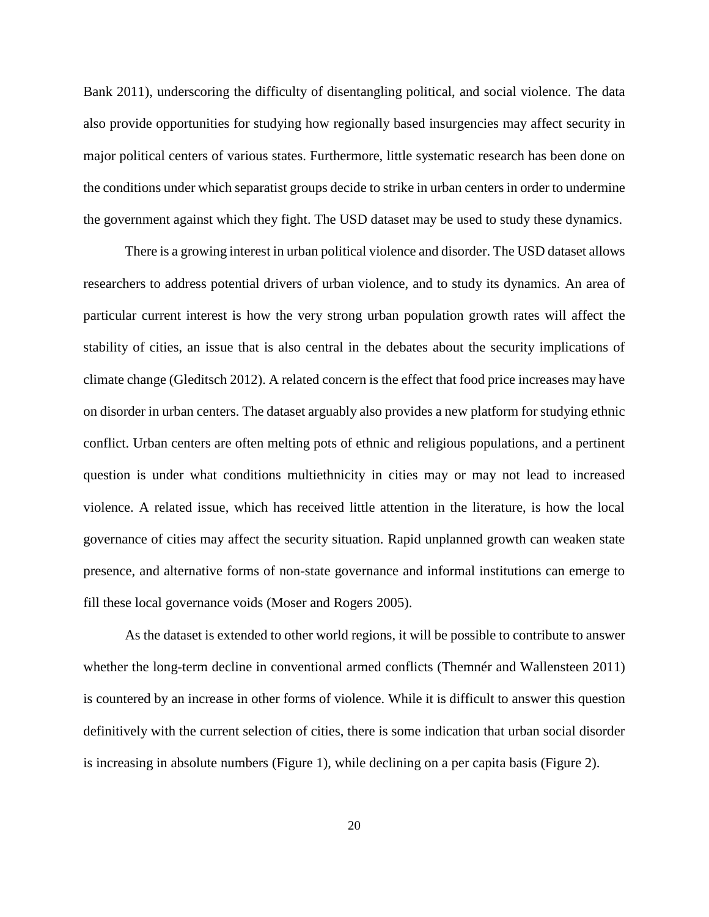Bank 2011), underscoring the difficulty of disentangling political, and social violence. The data also provide opportunities for studying how regionally based insurgencies may affect security in major political centers of various states. Furthermore, little systematic research has been done on the conditions under which separatist groups decide to strike in urban centers in order to undermine the government against which they fight. The USD dataset may be used to study these dynamics.

There is a growing interest in urban political violence and disorder. The USD dataset allows researchers to address potential drivers of urban violence, and to study its dynamics. An area of particular current interest is how the very strong urban population growth rates will affect the stability of cities, an issue that is also central in the debates about the security implications of climate change (Gleditsch 2012). A related concern is the effect that food price increases may have on disorder in urban centers. The dataset arguably also provides a new platform for studying ethnic conflict. Urban centers are often melting pots of ethnic and religious populations, and a pertinent question is under what conditions multiethnicity in cities may or may not lead to increased violence. A related issue, which has received little attention in the literature, is how the local governance of cities may affect the security situation. Rapid unplanned growth can weaken state presence, and alternative forms of non-state governance and informal institutions can emerge to fill these local governance voids (Moser and Rogers 2005).

As the dataset is extended to other world regions, it will be possible to contribute to answer whether the long-term decline in conventional armed conflicts (Themnér and Wallensteen 2011) is countered by an increase in other forms of violence. While it is difficult to answer this question definitively with the current selection of cities, there is some indication that urban social disorder is increasing in absolute numbers (Figure 1), while declining on a per capita basis (Figure 2).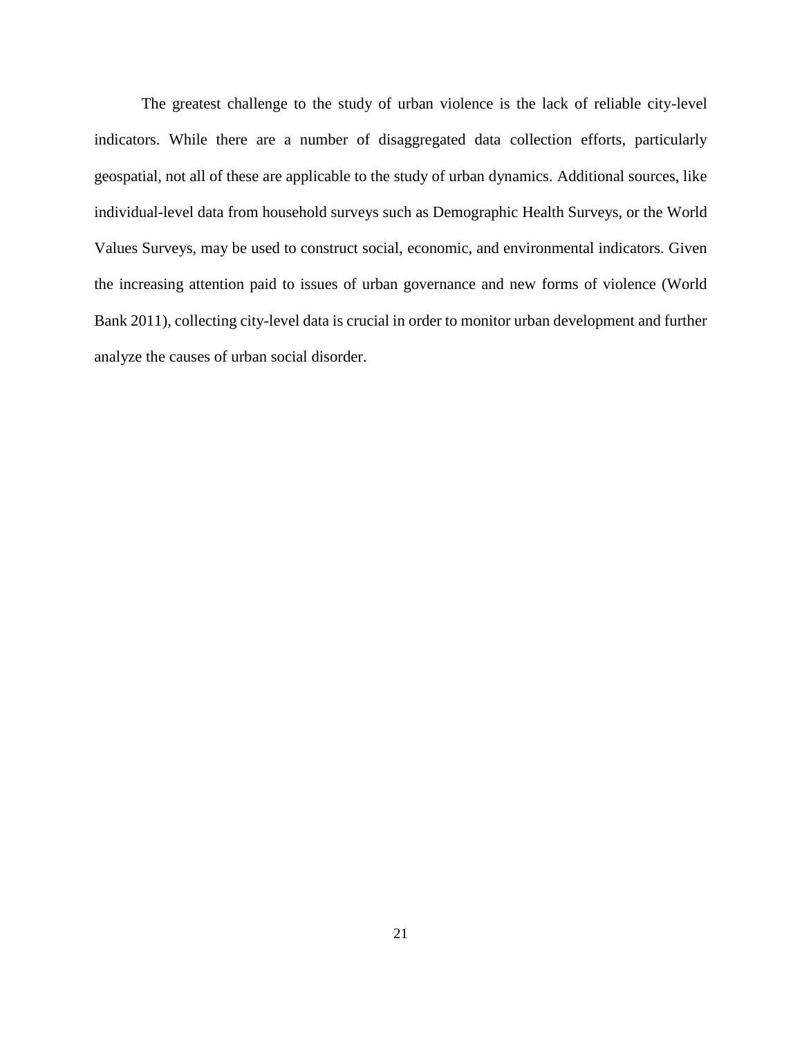The greatest challenge to the study of urban violence is the lack of reliable city-level indicators. While there are a number of disaggregated data collection efforts, particularly geospatial, not all of these are applicable to the study of urban dynamics. Additional sources, like individual-level data from household surveys such as Demographic Health Surveys, or the World Values Surveys, may be used to construct social, economic, and environmental indicators. Given the increasing attention paid to issues of urban governance and new forms of violence (World Bank 2011), collecting city-level data is crucial in order to monitor urban development and further analyze the causes of urban social disorder.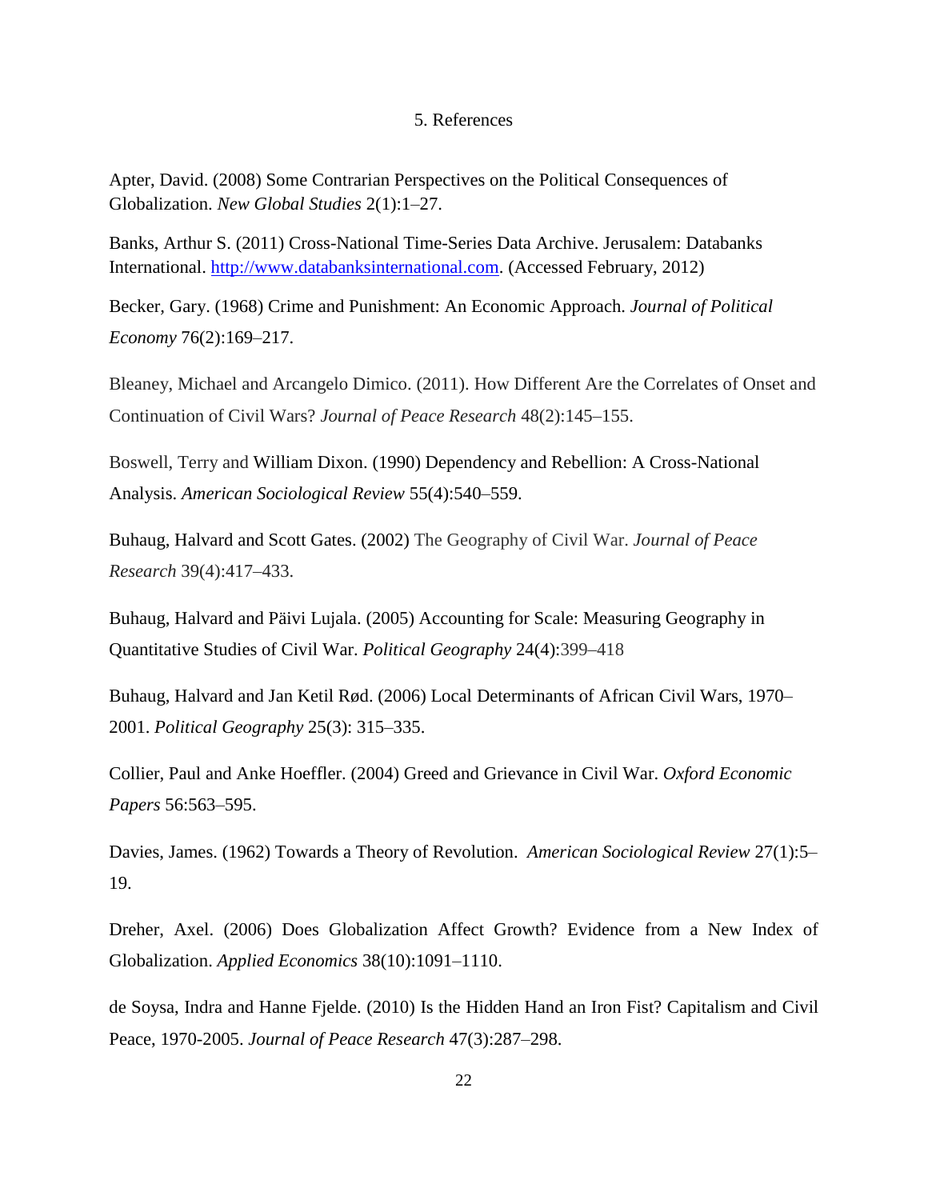## 5. References

Apter, David. (2008) Some Contrarian Perspectives on the Political Consequences of Globalization. *New Global Studies* 2(1):1–27.

Banks, Arthur S. (2011) Cross-National Time-Series Data Archive. Jerusalem: Databanks International. [http://www.databanksinternational.com](http://www.databanksinternational.com). (Accessed February, 2012)

Becker, Gary. (1968) Crime and Punishment: An Economic Approach. *Journal of Political Economy* 76(2):169–217.

Bleaney, Michael and Arcangelo Dimico. (2011). How Different Are the Correlates of Onset and Continuation of Civil Wars? *Journal of Peace Research* 48(2):145–155.

Boswell, Terry and William Dixon. (1990) Dependency and Rebellion: A Cross-National Analysis. *American Sociological Review* 55(4):540–559.

Buhaug, Halvard and Scott Gates. (2002) The Geography of Civil War. *Journal of Peace Research* 39(4):417–433.

Buhaug, Halvard and Päivi Lujala. (2005) Accounting for Scale: Measuring Geography in Quantitative Studies of Civil War. *Political Geography* 24(4):399–418

Buhaug, Halvard and Jan Ketil Rød. (2006) Local Determinants of African Civil Wars, 1970–2001. *Political Geography* 25(3): 315–335.

Collier, Paul and Anke Hoeffler. (2004) Greed and Grievance in Civil War. *Oxford Economic Papers* 56:563–595.

Davies, James. (1962) Towards a Theory of Revolution. *American Sociological Review* 27(1):5–19.

Dreher, Axel. (2006) Does Globalization Affect Growth? Evidence from a New Index of Globalization. *Applied Economics* 38(10):1091–1110.

de Soysa, Indra and Hanne Fjelde. (2010) Is the Hidden Hand an Iron Fist? Capitalism and Civil Peace, 1970-2005. *Journal of Peace Research* 47(3):287–298.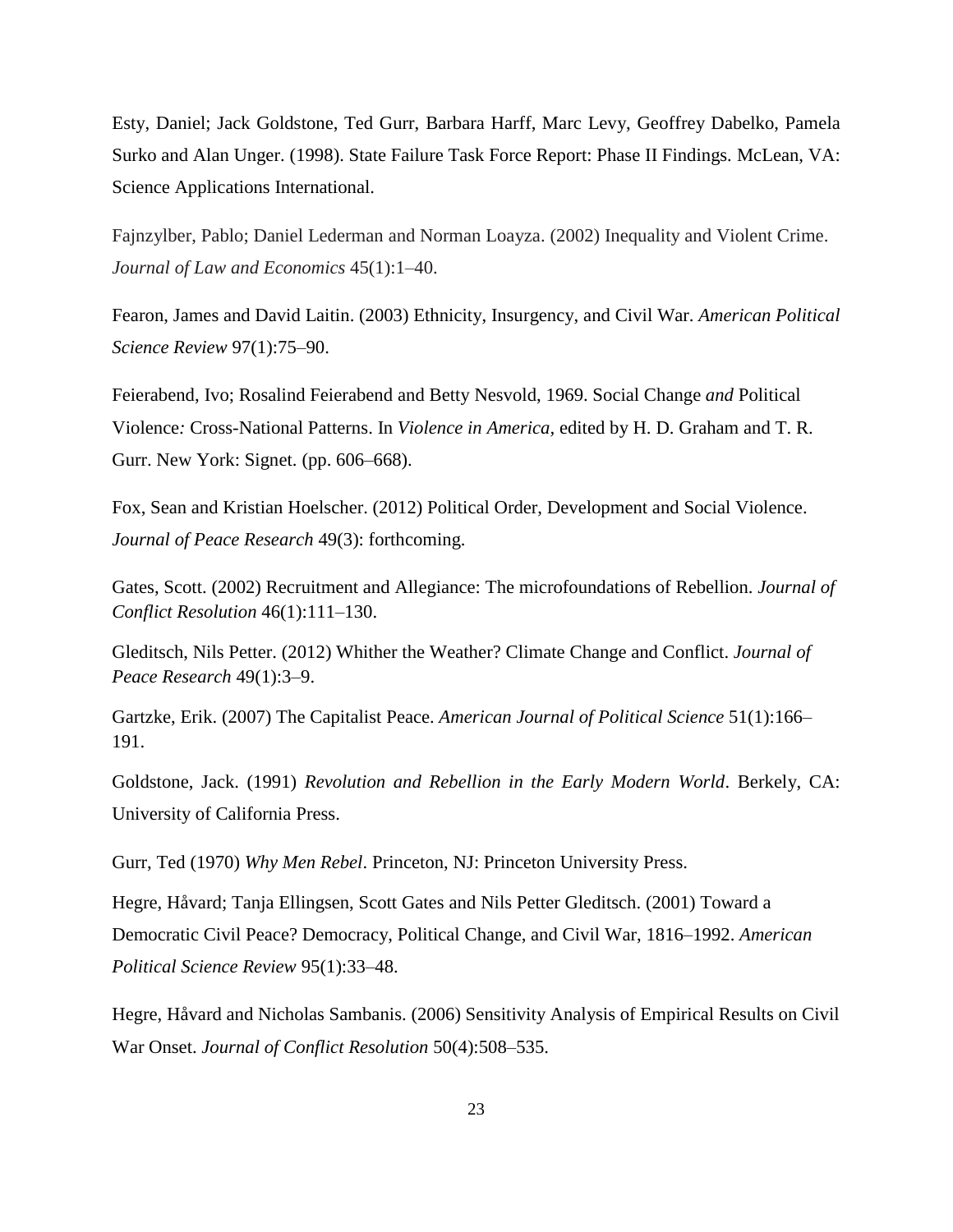Esty, Daniel; Jack Goldstone, Ted Gurr, Barbara Harff, Marc Levy, Geoffrey Dabelko, Pamela Surko and Alan Unger. (1998). State Failure Task Force Report: Phase II Findings. McLean, VA: Science Applications International.

Fajnzylber, Pablo; Daniel Lederman and Norman Loayza. (2002) Inequality and Violent Crime. *Journal of Law and Economics* 45(1):1–40.

Fearon, James and David Laitin. (2003) Ethnicity, Insurgency, and Civil War. *American Political Science Review* 97(1):75–90.

Feierabend, Ivo; Rosalind Feierabend and Betty Nesvold, 1969. Social Change *and* Political Violence*:* Cross-National Patterns. In *Violence in America,* edited by H. D. Graham and T. R. Gurr. New York: Signet. (pp. 606–668).

Fox, Sean and Kristian Hoelscher. (2012) Political Order, Development and Social Violence. *Journal of Peace Research* 49(3): forthcoming.

Gates, Scott. (2002) Recruitment and Allegiance: The microfoundations of Rebellion. *Journal of Conflict Resolution* 46(1):111–130.

Gleditsch, Nils Petter. (2012) Whither the Weather? Climate Change and Conflict. *Journal of Peace Research* 49(1):3–9.

Gartzke, Erik. (2007) The Capitalist Peace. *American Journal of Political Science* 51(1):166–191.

Goldstone, Jack. (1991) *Revolution and Rebellion in the Early Modern World*. Berkely, CA: University of California Press.

Gurr, Ted (1970) *Why Men Rebel*. Princeton, NJ: Princeton University Press.

Hegre, Håvard; Tanja Ellingsen, Scott Gates and Nils Petter Gleditsch. (2001) Toward a Democratic Civil Peace? Democracy, Political Change, and Civil War, 1816–1992. *American Political Science Review* 95(1):33–48.

Hegre, Håvard and Nicholas Sambanis. (2006) Sensitivity Analysis of Empirical Results on Civil War Onset. *Journal of Conflict Resolution* 50(4):508–535.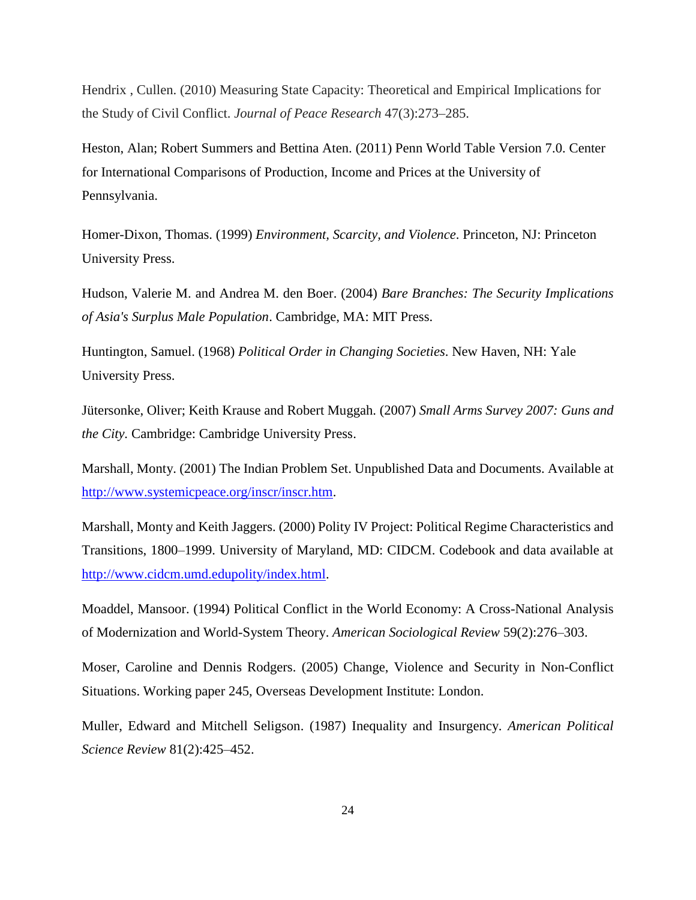Hendrix , Cullen. (2010) Measuring State Capacity: Theoretical and Empirical Implications for the Study of Civil Conflict. *Journal of Peace Research* 47(3):273–285.

Heston, Alan; Robert Summers and Bettina Aten. (2011) Penn World Table Version 7.0. Center for International Comparisons of Production, Income and Prices at the University of Pennsylvania.

Homer-Dixon, Thomas. (1999) *Environment, Scarcity, and Violence*. Princeton, NJ: Princeton University Press.

Hudson, Valerie M. and Andrea M. den Boer. (2004) *Bare Branches: The Security Implications of Asia's Surplus Male Population*. Cambridge, MA: MIT Press.

Huntington, Samuel. (1968) *Political Order in Changing Societies*. New Haven, NH: Yale University Press.

Jütersonke, Oliver; Keith Krause and Robert Muggah. (2007) *Small Arms Survey 2007: Guns and the City*. Cambridge: Cambridge University Press.

Marshall, Monty. (2001) The Indian Problem Set. Unpublished Data and Documents. Available at http://www.systemicpeace.org/inscr/inscr.htm.

Marshall, Monty and Keith Jaggers. (2000) Polity IV Project: Political Regime Characteristics and Transitions, 1800–1999. University of Maryland, MD: CIDCM. Codebook and data available at http://www.cidcm.umd.edupolity/index.html.

Moaddel, Mansoor. (1994) Political Conflict in the World Economy: A Cross-National Analysis of Modernization and World-System Theory. *American Sociological Review* 59(2):276–303.

Moser, Caroline and Dennis Rodgers. (2005) Change, Violence and Security in Non-Conflict Situations. Working paper 245, Overseas Development Institute: London.

Muller, Edward and Mitchell Seligson. (1987) Inequality and Insurgency. *American Political Science Review* 81(2):425–452.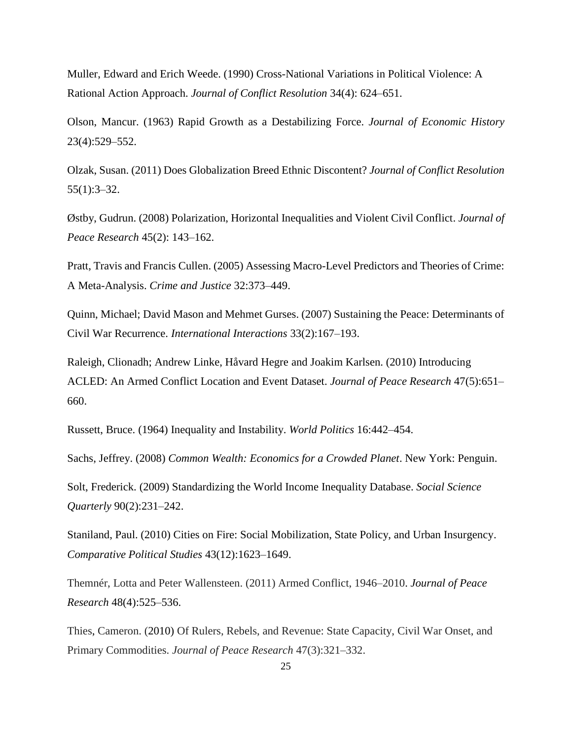Muller, Edward and Erich Weede. (1990) Cross-National Variations in Political Violence: A Rational Action Approach. *Journal of Conflict Resolution* 34(4): 624–651.

Olson, Mancur. (1963) Rapid Growth as a Destabilizing Force. *Journal of Economic History* 23(4):529–552.

Olzak, Susan. (2011) Does Globalization Breed Ethnic Discontent? *Journal of Conflict Resolution* 55(1):3–32.

Østby, Gudrun. (2008) Polarization, Horizontal Inequalities and Violent Civil Conflict. *Journal of Peace Research* 45(2): 143–162.

Pratt, Travis and Francis Cullen. (2005) Assessing Macro-Level Predictors and Theories of Crime: A Meta-Analysis. *Crime and Justice* 32:373–449.

Quinn, Michael; David Mason and Mehmet Gurses. (2007) Sustaining the Peace: Determinants of Civil War Recurrence. *International Interactions* 33(2):167–193.

Raleigh, Clionadh; Andrew Linke, Håvard Hegre and Joakim Karlsen. (2010) Introducing ACLED: An Armed Conflict Location and Event Dataset. *Journal of Peace Research* 47(5):651–660.

Russett, Bruce. (1964) Inequality and Instability. *World Politics* 16:442–454.

Sachs, Jeffrey. (2008) *Common Wealth: Economics for a Crowded Planet*. New York: Penguin.

Solt, Frederick. (2009) Standardizing the World Income Inequality Database. *Social Science Quarterly* 90(2):231–242.

Staniland, Paul. (2010) Cities on Fire: Social Mobilization, State Policy, and Urban Insurgency. *Comparative Political Studies* 43(12):1623–1649.

Themnér, Lotta and Peter Wallensteen. (2011) Armed Conflict, 1946–2010. *Journal of Peace Research* 48(4):525–536.

Thies, Cameron. (2010) Of Rulers, Rebels, and Revenue: State Capacity, Civil War Onset, and Primary Commodities. *Journal of Peace Research* 47(3):321–332.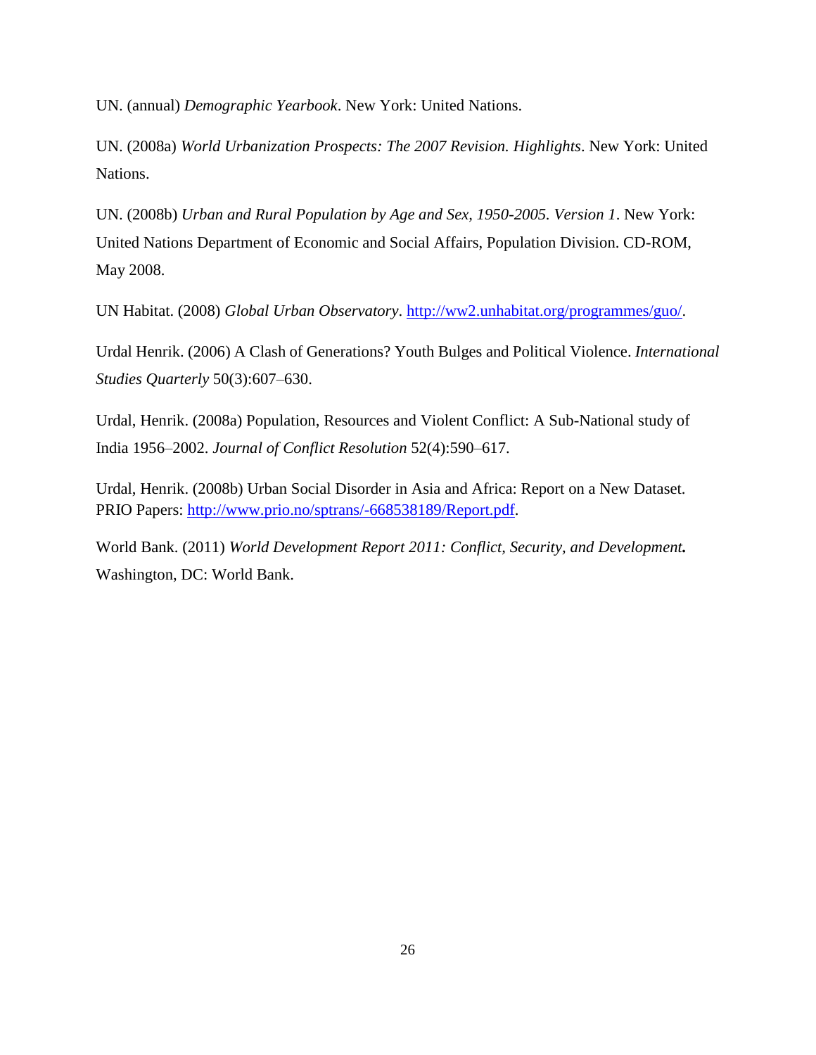UN. (annual) *Demographic Yearbook*. New York: United Nations.

UN. (2008a) *World Urbanization Prospects: The 2007 Revision. Highlights*. New York: United Nations.

UN. (2008b) *Urban and Rural Population by Age and Sex, 1950-2005. Version 1*. New York: United Nations Department of Economic and Social Affairs, Population Division. CD-ROM, May 2008.

UN Habitat. (2008) *Global Urban Observatory*. [http://ww2.unhabitat.org/programmes/guo/](http://ww2.unhabitat.org/programmes/guo/).

Urdal Henrik. (2006) A Clash of Generations? Youth Bulges and Political Violence. *International Studies Quarterly* 50(3):607–630.

Urdal, Henrik. (2008a) Population, Resources and Violent Conflict: A Sub-National study of India 1956–2002. *Journal of Conflict Resolution* 52(4):590–617.

Urdal, Henrik. (2008b) Urban Social Disorder in Asia and Africa: Report on a New Dataset. PRIO Papers: [http://www.prio.no/sptrans/-668538189/Report.pdf](http://www.prio.no/sptrans/-668538189/Report.pdf).

World Bank. (2011) *World Development Report 2011: Conflict, Security, and Development.* Washington, DC: World Bank.